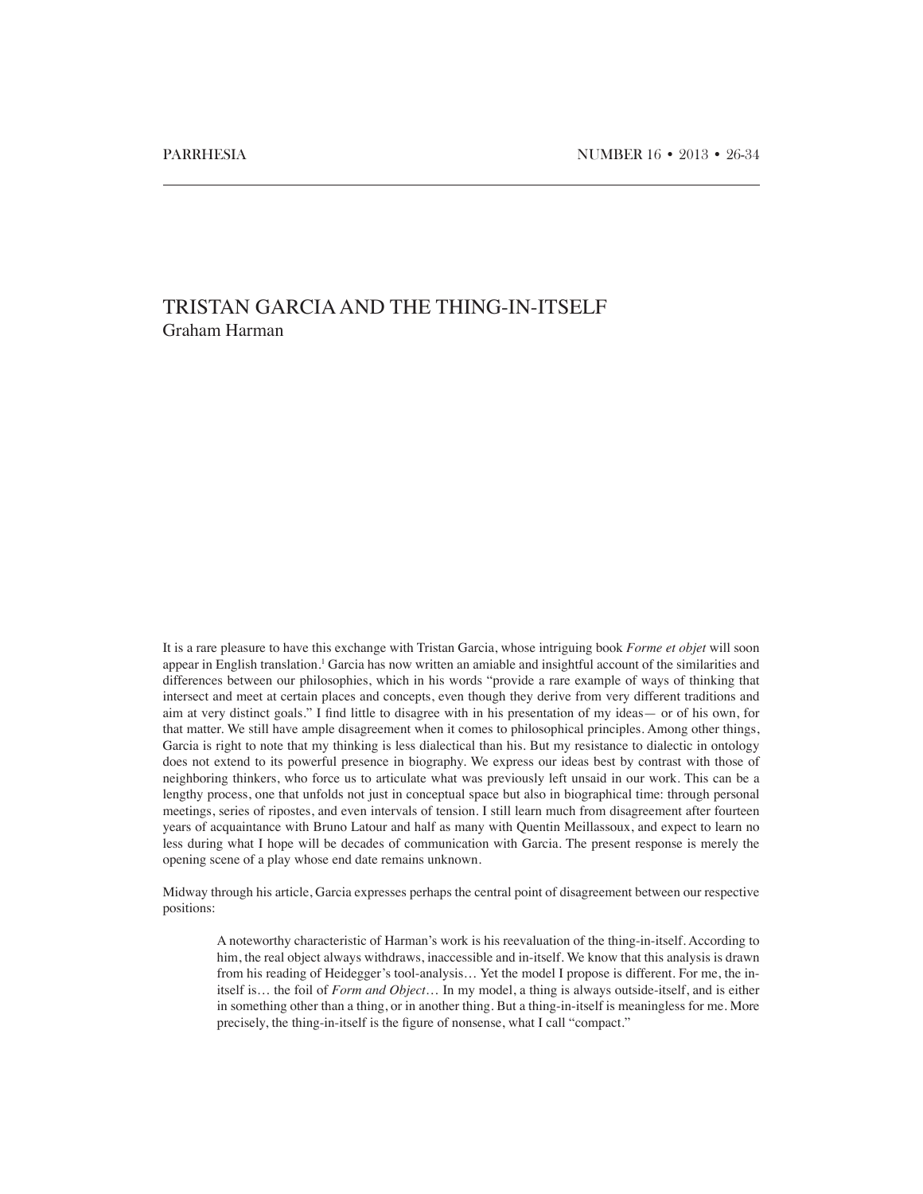# TRISTAN GARCIA AND THE THING-IN-ITSELF

Graham Harman

It is a rare pleasure to have this exchange with Tristan Garcia, whose intriguing book *Forme et objet* will soon appear in English translation.[1] Garcia has now written an amiable and insightful account of the similarities and differences between our philosophies, which in his words "provide a rare example of ways of thinking that intersect and meet at certain places and concepts, even though they derive from very different traditions and aim at very distinct goals." I find little to disagree with in his presentation of my ideas— or of his own, for that matter. We still have ample disagreement when it comes to philosophical principles. Among other things, Garcia is right to note that my thinking is less dialectical than his. But my resistance to dialectic in ontology does not extend to its powerful presence in biography. We express our ideas best by contrast with those of neighboring thinkers, who force us to articulate what was previously left unsaid in our work. This can be a lengthy process, one that unfolds not just in conceptual space but also in biographical time: through personal meetings, series of ripostes, and even intervals of tension. I still learn much from disagreement after fourteen years of acquaintance with Bruno Latour and half as many with Quentin Meillassoux, and expect to learn no less during what I hope will be decades of communication with Garcia. The present response is merely the opening scene of a play whose end date remains unknown.

Midway through his article, Garcia expresses perhaps the central point of disagreement between our respective positions:

> A noteworthy characteristic of Harman's work is his reevaluation of the thing-in-itself. According to him, the real object always withdraws, inaccessible and in-itself. We know that this analysis is drawn from his reading of Heidegger's tool-analysis… Yet the model I propose is different. For me, the in-itself is… the foil of *Form and Object*… In my model, a thing is always outside-itself, and is either in something other than a thing, or in another thing. But a thing-in-itself is meaningless for me. More precisely, the thing-in-itself is the figure of nonsense, what I call "compact."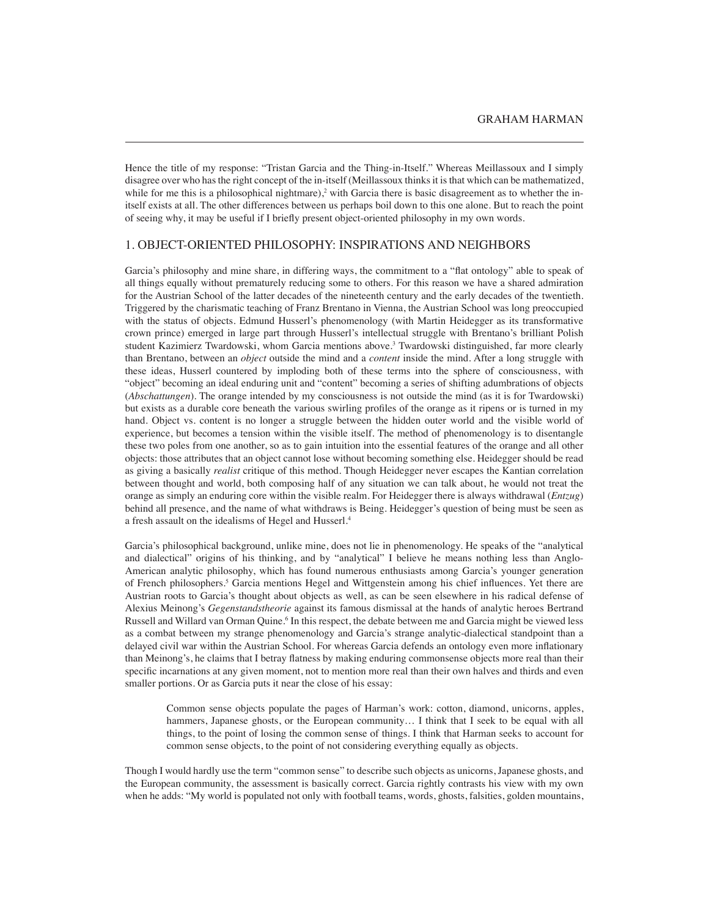Hence the title of my response: "Tristan Garcia and the Thing-in-Itself." Whereas Meillassoux and I simply disagree over who has the right concept of the in-itself (Meillassoux thinks it is that which can be mathematized, while for me this is a philosophical nightmare),[2] with Garcia there is basic disagreement as to whether the in-itself exists at all. The other differences between us perhaps boil down to this one alone. But to reach the point of seeing why, it may be useful if I briefly present object-oriented philosophy in my own words.

## 1. OBJECT-ORIENTED PHILOSOPHY: INSPIRATIONS AND NEIGHBORS

Garcia's philosophy and mine share, in differing ways, the commitment to a "flat ontology" able to speak of all things equally without prematurely reducing some to others. For this reason we have a shared admiration for the Austrian School of the latter decades of the nineteenth century and the early decades of the twentieth. Triggered by the charismatic teaching of Franz Brentano in Vienna, the Austrian School was long preoccupied with the status of objects. Edmund Husserl's phenomenology (with Martin Heidegger as its transformative crown prince) emerged in large part through Husserl's intellectual struggle with Brentano's brilliant Polish student Kazimierz Twardowski, whom Garcia mentions above.[3] Twardowski distinguished, far more clearly than Brentano, between an *object* outside the mind and a *content* inside the mind. After a long struggle with these ideas, Husserl countered by imploding both of these terms into the sphere of consciousness, with "object" becoming an ideal enduring unit and "content" becoming a series of shifting adumbrations of objects (*Abschattungen*). The orange intended by my consciousness is not outside the mind (as it is for Twardowski) but exists as a durable core beneath the various swirling profiles of the orange as it ripens or is turned in my hand. Object vs. content is no longer a struggle between the hidden outer world and the visible world of experience, but becomes a tension within the visible itself. The method of phenomenology is to disentangle these two poles from one another, so as to gain intuition into the essential features of the orange and all other objects: those attributes that an object cannot lose without becoming something else. Heidegger should be read as giving a basically *realist* critique of this method. Though Heidegger never escapes the Kantian correlation between thought and world, both composing half of any situation we can talk about, he would not treat the orange as simply an enduring core within the visible realm. For Heidegger there is always withdrawal (*Entzug*) behind all presence, and the name of what withdraws is Being. Heidegger's question of being must be seen as a fresh assault on the idealisms of Hegel and Husserl.[4]

Garcia's philosophical background, unlike mine, does not lie in phenomenology. He speaks of the "analytical and dialectical" origins of his thinking, and by "analytical" I believe he means nothing less than Anglo-American analytic philosophy, which has found numerous enthusiasts among Garcia's younger generation of French philosophers.[5] Garcia mentions Hegel and Wittgenstein among his chief influences. Yet there are Austrian roots to Garcia's thought about objects as well, as can be seen elsewhere in his radical defense of Alexius Meinong's *Gegenstandstheorie* against its famous dismissal at the hands of analytic heroes Bertrand Russell and Willard van Orman Quine.[6] In this respect, the debate between me and Garcia might be viewed less as a combat between my strange phenomenology and Garcia's strange analytic-dialectical standpoint than a delayed civil war within the Austrian School. For whereas Garcia defends an ontology even more inflationary than Meinong's, he claims that I betray flatness by making enduring commonsense objects more real than their specific incarnations at any given moment, not to mention more real than their own halves and thirds and even smaller portions. Or as Garcia puts it near the close of his essay:

> Common sense objects populate the pages of Harman's work: cotton, diamond, unicorns, apples, hammers, Japanese ghosts, or the European community… I think that I seek to be equal with all things, to the point of losing the common sense of things. I think that Harman seeks to account for common sense objects, to the point of not considering everything equally as objects.

Though I would hardly use the term "common sense" to describe such objects as unicorns, Japanese ghosts, and the European community, the assessment is basically correct. Garcia rightly contrasts his view with my own when he adds: "My world is populated not only with football teams, words, ghosts, falsities, golden mountains,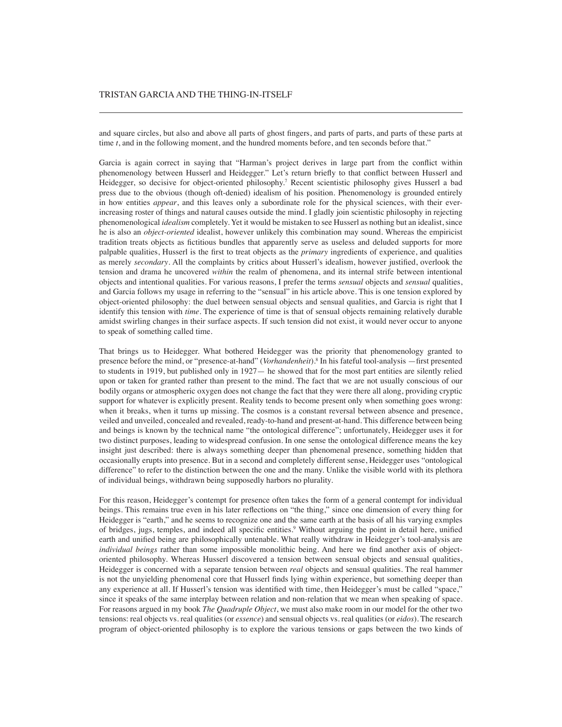and square circles, but also and above all parts of ghost fingers, and parts of parts, and parts of these parts at time *t*, and in the following moment, and the hundred moments before, and ten seconds before that."

Garcia is again correct in saying that "Harman's project derives in large part from the conflict within phenomenology between Husserl and Heidegger." Let's return briefly to that conflict between Husserl and Heidegger, so decisive for object-oriented philosophy.[7] Recent scientistic philosophy gives Husserl a bad press due to the obvious (though oft-denied) idealism of his position. Phenomenology is grounded entirely in how entities *appear*, and this leaves only a subordinate role for the physical sciences, with their ever-increasing roster of things and natural causes outside the mind. I gladly join scientistic philosophy in rejecting phenomenological *idealism* completely. Yet it would be mistaken to see Husserl as nothing but an idealist, since he is also an *object-oriented* idealist, however unlikely this combination may sound. Whereas the empiricist tradition treats objects as fictitious bundles that apparently serve as useless and deluded supports for more palpable qualities, Husserl is the first to treat objects as the *primary* ingredients of experience, and qualities as merely *secondary*. All the complaints by critics about Husserl's idealism, however justified, overlook the tension and drama he uncovered *within* the realm of phenomena, and its internal strife between intentional objects and intentional qualities. For various reasons, I prefer the terms *sensual* objects and *sensual* qualities, and Garcia follows my usage in referring to the "sensual" in his article above. This is one tension explored by object-oriented philosophy: the duel between sensual objects and sensual qualities, and Garcia is right that I identify this tension with *time*. The experience of time is that of sensual objects remaining relatively durable amidst swirling changes in their surface aspects. If such tension did not exist, it would never occur to anyone to speak of something called time.

That brings us to Heidegger. What bothered Heidegger was the priority that phenomenology granted to presence before the mind, or "presence-at-hand" (*Vorhandenheit*).[8] In his fateful tool-analysis —first presented to students in 1919, but published only in 1927— he showed that for the most part entities are silently relied upon or taken for granted rather than present to the mind. The fact that we are not usually conscious of our bodily organs or atmospheric oxygen does not change the fact that they were there all along, providing cryptic support for whatever is explicitly present. Reality tends to become present only when something goes wrong: when it breaks, when it turns up missing. The cosmos is a constant reversal between absence and presence, veiled and unveiled, concealed and revealed, ready-to-hand and present-at-hand. This difference between being and beings is known by the technical name "the ontological difference"; unfortunately, Heidegger uses it for two distinct purposes, leading to widespread confusion. In one sense the ontological difference means the key insight just described: there is always something deeper than phenomenal presence, something hidden that occasionally erupts into presence. But in a second and completely different sense, Heidegger uses "ontological difference" to refer to the distinction between the one and the many. Unlike the visible world with its plethora of individual beings, withdrawn being supposedly harbors no plurality.

For this reason, Heidegger's contempt for presence often takes the form of a general contempt for individual beings. This remains true even in his later reflections on "the thing," since one dimension of every thing for Heidegger is "earth," and he seems to recognize one and the same earth at the basis of all his varying exmples of bridges, jugs, temples, and indeed all specific entities.[9] Without arguing the point in detail here, unified earth and unified being are philosophically untenable. What really withdraw in Heidegger's tool-analysis are *individual beings* rather than some impossible monolithic being. And here we find another axis of object-oriented philosophy. Whereas Husserl discovered a tension between sensual objects and sensual qualities, Heidegger is concerned with a separate tension between *real* objects and sensual qualities. The real hammer is not the unyielding phenomenal core that Husserl finds lying within experience, but something deeper than any experience at all. If Husserl's tension was identified with time, then Heidegger's must be called "space," since it speaks of the same interplay between relation and non-relation that we mean when speaking of space. For reasons argued in my book *The Quadruple Object*, we must also make room in our model for the other two tensions: real objects vs. real qualities (or *essence*) and sensual objects vs. real qualities (or *eidos*). The research program of object-oriented philosophy is to explore the various tensions or gaps between the two kinds of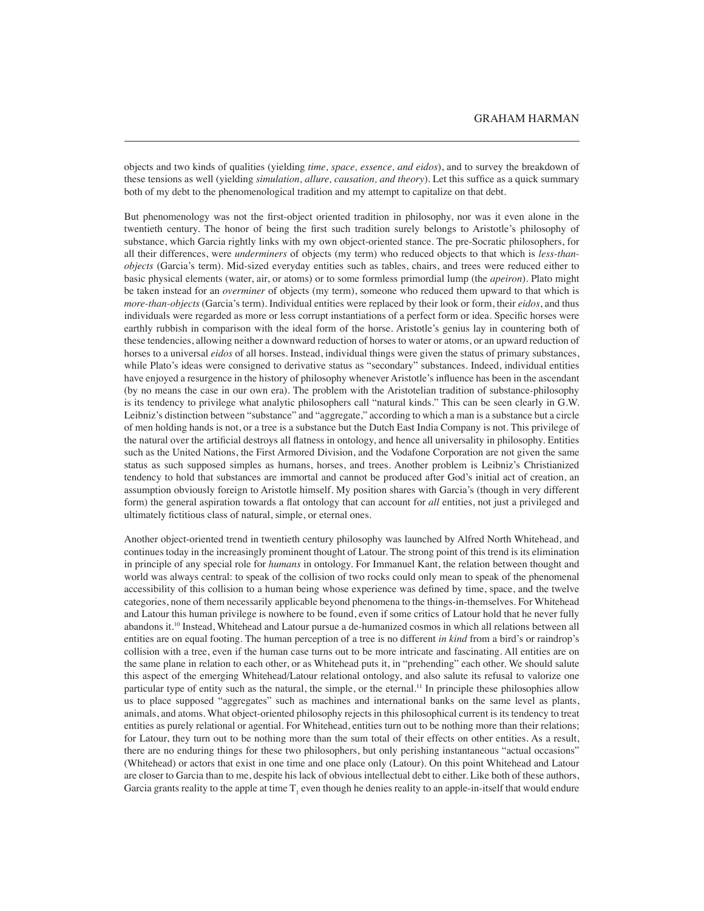objects and two kinds of qualities (yielding *time, space, essence, and eidos*), and to survey the breakdown of these tensions as well (yielding *simulation, allure, causation, and theory*). Let this suffice as a quick summary both of my debt to the phenomenological tradition and my attempt to capitalize on that debt.

But phenomenology was not the first-object oriented tradition in philosophy, nor was it even alone in the twentieth century. The honor of being the first such tradition surely belongs to Aristotle's philosophy of substance, which Garcia rightly links with my own object-oriented stance. The pre-Socratic philosophers, for all their differences, were *underminers* of objects (my term) who reduced objects to that which is *less-than-objects* (Garcia's term). Mid-sized everyday entities such as tables, chairs, and trees were reduced either to basic physical elements (water, air, or atoms) or to some formless primordial lump (the *apeiron*). Plato might be taken instead for an *overminer* of objects (my term), someone who reduced them upward to that which is *more-than-objects* (Garcia's term). Individual entities were replaced by their look or form, their *eidos*, and thus individuals were regarded as more or less corrupt instantiations of a perfect form or idea. Specific horses were earthly rubbish in comparison with the ideal form of the horse. Aristotle's genius lay in countering both of these tendencies, allowing neither a downward reduction of horses to water or atoms, or an upward reduction of horses to a universal *eidos* of all horses. Instead, individual things were given the status of primary substances, while Plato's ideas were consigned to derivative status as "secondary" substances. Indeed, individual entities have enjoyed a resurgence in the history of philosophy whenever Aristotle's influence has been in the ascendant (by no means the case in our own era). The problem with the Aristotelian tradition of substance-philosophy is its tendency to privilege what analytic philosophers call "natural kinds." This can be seen clearly in G.W. Leibniz's distinction between "substance" and "aggregate," according to which a man is a substance but a circle of men holding hands is not, or a tree is a substance but the Dutch East India Company is not. This privilege of the natural over the artificial destroys all flatness in ontology, and hence all universality in philosophy. Entities such as the United Nations, the First Armored Division, and the Vodafone Corporation are not given the same status as such supposed simples as humans, horses, and trees. Another problem is Leibniz's Christianized tendency to hold that substances are immortal and cannot be produced after God's initial act of creation, an assumption obviously foreign to Aristotle himself. My position shares with Garcia's (though in very different form) the general aspiration towards a flat ontology that can account for *all* entities, not just a privileged and ultimately fictitious class of natural, simple, or eternal ones.

Another object-oriented trend in twentieth century philosophy was launched by Alfred North Whitehead, and continues today in the increasingly prominent thought of Latour. The strong point of this trend is its elimination in principle of any special role for *humans* in ontology. For Immanuel Kant, the relation between thought and world was always central: to speak of the collision of two rocks could only mean to speak of the phenomenal accessibility of this collision to a human being whose experience was defined by time, space, and the twelve categories, none of them necessarily applicable beyond phenomena to the things-in-themselves. For Whitehead and Latour this human privilege is nowhere to be found, even if some critics of Latour hold that he never fully abandons it.[10] Instead, Whitehead and Latour pursue a de-humanized cosmos in which all relations between all entities are on equal footing. The human perception of a tree is no different *in kind* from a bird's or raindrop's collision with a tree, even if the human case turns out to be more intricate and fascinating. All entities are on the same plane in relation to each other, or as Whitehead puts it, in "prehending" each other. We should salute this aspect of the emerging Whitehead/Latour relational ontology, and also salute its refusal to valorize one particular type of entity such as the natural, the simple, or the eternal.[11] In principle these philosophies allow us to place supposed "aggregates" such as machines and international banks on the same level as plants, animals, and atoms. What object-oriented philosophy rejects in this philosophical current is its tendency to treat entities as purely relational or agential. For Whitehead, entities turn out to be nothing more than their relations; for Latour, they turn out to be nothing more than the sum total of their effects on other entities. As a result, there are no enduring things for these two philosophers, but only perishing instantaneous "actual occasions" (Whitehead) or actors that exist in one time and one place only (Latour). On this point Whitehead and Latour are closer to Garcia than to me, despite his lack of obvious intellectual debt to either. Like both of these authors, Garcia grants reality to the apple at time $T_1$ even though he denies reality to an apple-in-itself that would endure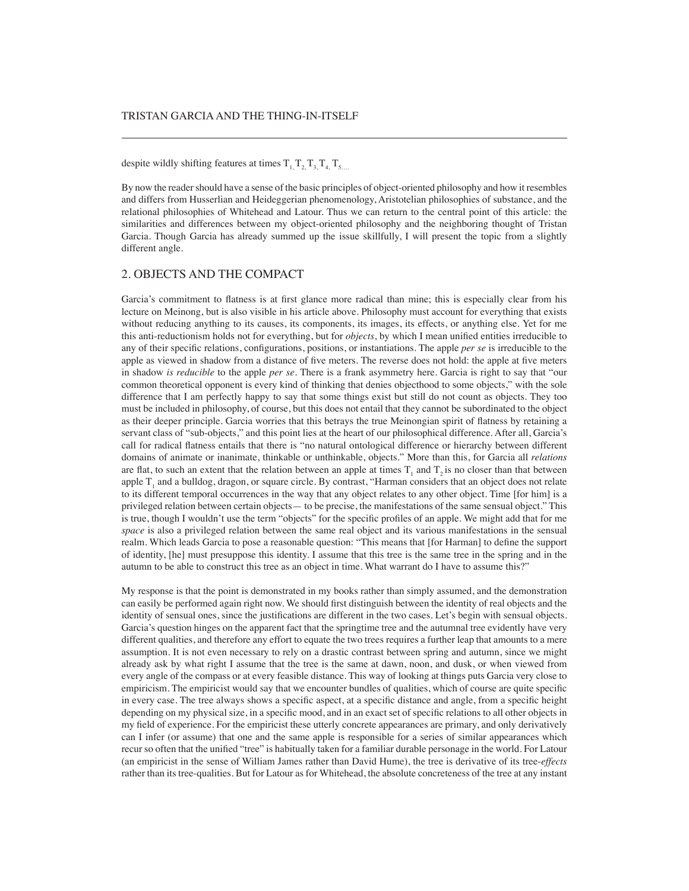despite wildly shifting features at times $T_1, T_2, T_3, T_4, T_5....$

By now the reader should have a sense of the basic principles of object-oriented philosophy and how it resembles and differs from Husserlian and Heideggerian phenomenology, Aristotelian philosophies of substance, and the relational philosophies of Whitehead and Latour. Thus we can return to the central point of this article: the similarities and differences between my object-oriented philosophy and the neighboring thought of Tristan Garcia. Though Garcia has already summed up the issue skillfully, I will present the topic from a slightly different angle.

## 2. OBJECTS AND THE COMPACT

Garcia's commitment to flatness is at first glance more radical than mine; this is especially clear from his lecture on Meinong, but is also visible in his article above. Philosophy must account for everything that exists without reducing anything to its causes, its components, its images, its effects, or anything else. Yet for me this anti-reductionism holds not for everything, but for *objects*, by which I mean unified entities irreducible to any of their specific relations, configurations, positions, or instantiations. The apple *per se* is irreducible to the apple as viewed in shadow from a distance of five meters. The reverse does not hold: the apple at five meters in shadow *is reducible* to the apple *per se*. There is a frank asymmetry here. Garcia is right to say that "our common theoretical opponent is every kind of thinking that denies objecthood to some objects," with the sole difference that I am perfectly happy to say that some things exist but still do not count as objects. They too must be included in philosophy, of course, but this does not entail that they cannot be subordinated to the object as their deeper principle. Garcia worries that this betrays the true Meinongian spirit of flatness by retaining a servant class of "sub-objects," and this point lies at the heart of our philosophical difference. After all, Garcia's call for radical flatness entails that there is "no natural ontological difference or hierarchy between different domains of animate or inanimate, thinkable or unthinkable, objects." More than this, for Garcia all *relations* are flat, to such an extent that the relation between an apple at times $T_1$ and $T_2$ is no closer than that between apple $T_1$ and a bulldog, dragon, or square circle. By contrast, "Harman considers that an object does not relate to its different temporal occurrences in the way that any object relates to any other object. Time [for him] is a privileged relation between certain objects— to be precise, the manifestations of the same sensual object." This is true, though I wouldn't use the term "objects" for the specific profiles of an apple. We might add that for me *space* is also a privileged relation between the same real object and its various manifestations in the sensual realm. Which leads Garcia to pose a reasonable question: "This means that [for Harman] to define the support of identity, [he] must presuppose this identity. I assume that this tree is the same tree in the spring and in the autumn to be able to construct this tree as an object in time. What warrant do I have to assume this?"

My response is that the point is demonstrated in my books rather than simply assumed, and the demonstration can easily be performed again right now. We should first distinguish between the identity of real objects and the identity of sensual ones, since the justifications are different in the two cases. Let's begin with sensual objects. Garcia's question hinges on the apparent fact that the springtime tree and the autumnal tree evidently have very different qualities, and therefore any effort to equate the two trees requires a further leap that amounts to a mere assumption. It is not even necessary to rely on a drastic contrast between spring and autumn, since we might already ask by what right I assume that the tree is the same at dawn, noon, and dusk, or when viewed from every angle of the compass or at every feasible distance. This way of looking at things puts Garcia very close to empiricism. The empiricist would say that we encounter bundles of qualities, which of course are quite specific in every case. The tree always shows a specific aspect, at a specific distance and angle, from a specific height depending on my physical size, in a specific mood, and in an exact set of specific relations to all other objects in my field of experience. For the empiricist these utterly concrete appearances are primary, and only derivatively can I infer (or assume) that one and the same apple is responsible for a series of similar appearances which recur so often that the unified "tree" is habitually taken for a familiar durable personage in the world. For Latour (an empiricist in the sense of William James rather than David Hume), the tree is derivative of its tree-*effects* rather than its tree-qualities. But for Latour as for Whitehead, the absolute concreteness of the tree at any instant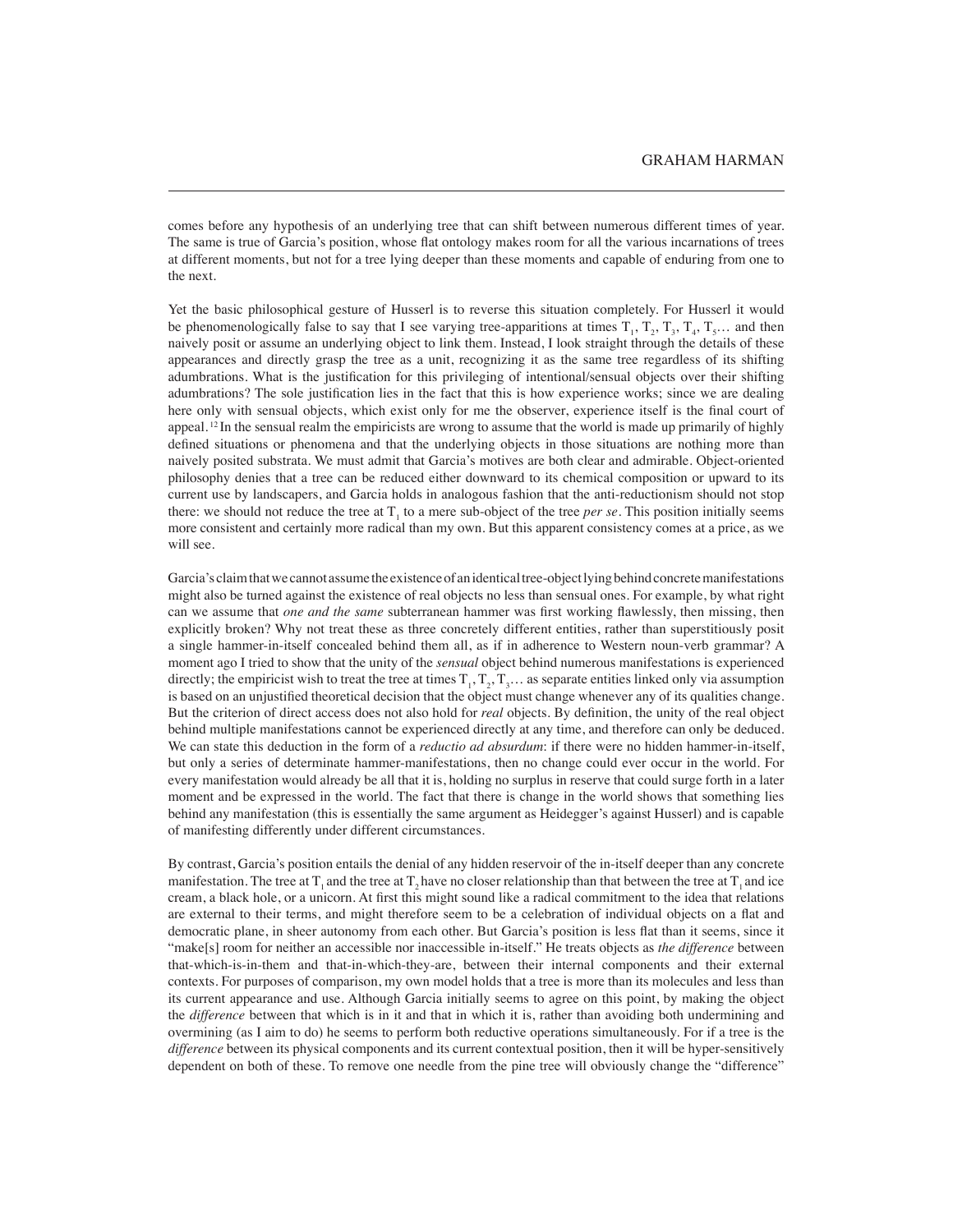comes before any hypothesis of an underlying tree that can shift between numerous different times of year. The same is true of Garcia's position, whose flat ontology makes room for all the various incarnations of trees at different moments, but not for a tree lying deeper than these moments and capable of enduring from one to the next.

Yet the basic philosophical gesture of Husserl is to reverse this situation completely. For Husserl it would be phenomenologically false to say that I see varying tree-apparitions at times $T_1$, $T_2$, $T_3$, $T_4$, $T_5$… and then naively posit or assume an underlying object to link them. Instead, I look straight through the details of these appearances and directly grasp the tree as a unit, recognizing it as the same tree regardless of its shifting adumbrations. What is the justification for this privileging of intentional/sensual objects over their shifting adumbrations? The sole justification lies in the fact that this is how experience works; since we are dealing here only with sensual objects, which exist only for me the observer, experience itself is the final court of appeal.[12] In the sensual realm the empiricists are wrong to assume that the world is made up primarily of highly defined situations or phenomena and that the underlying objects in those situations are nothing more than naively posited substrata. We must admit that Garcia's motives are both clear and admirable. Object-oriented philosophy denies that a tree can be reduced either downward to its chemical composition or upward to its current use by landscapers, and Garcia holds in analogous fashion that the anti-reductionism should not stop there: we should not reduce the tree at $T_1$ to a mere sub-object of the tree *per se*. This position initially seems more consistent and certainly more radical than my own. But this apparent consistency comes at a price, as we will see.

Garcia's claim that we cannot assume the existence of an identical tree-object lying behind concrete manifestations might also be turned against the existence of real objects no less than sensual ones. For example, by what right can we assume that *one and the same* subterranean hammer was first working flawlessly, then missing, then explicitly broken? Why not treat these as three concretely different entities, rather than superstitiously posit a single hammer-in-itself concealed behind them all, as if in adherence to Western noun-verb grammar? A moment ago I tried to show that the unity of the *sensual* object behind numerous manifestations is experienced directly; the empiricist wish to treat the tree at times $T_1$, $T_2$, $T_3$… as separate entities linked only via assumption is based on an unjustified theoretical decision that the object must change whenever any of its qualities change. But the criterion of direct access does not also hold for *real* objects. By definition, the unity of the real object behind multiple manifestations cannot be experienced directly at any time, and therefore can only be deduced. We can state this deduction in the form of a *reductio ad absurdum*: if there were no hidden hammer-in-itself, but only a series of determinate hammer-manifestations, then no change could ever occur in the world. For every manifestation would already be all that it is, holding no surplus in reserve that could surge forth in a later moment and be expressed in the world. The fact that there is change in the world shows that something lies behind any manifestation (this is essentially the same argument as Heidegger's against Husserl) and is capable of manifesting differently under different circumstances.

By contrast, Garcia's position entails the denial of any hidden reservoir of the in-itself deeper than any concrete manifestation. The tree at $T_1$ and the tree at $T_2$ have no closer relationship than that between the tree at $T_1$ and ice cream, a black hole, or a unicorn. At first this might sound like a radical commitment to the idea that relations are external to their terms, and might therefore seem to be a celebration of individual objects on a flat and democratic plane, in sheer autonomy from each other. But Garcia's position is less flat than it seems, since it "make[s] room for neither an accessible nor inaccessible in-itself." He treats objects as *the difference* between that-which-is-in-them and that-in-which-they-are, between their internal components and their external contexts. For purposes of comparison, my own model holds that a tree is more than its molecules and less than its current appearance and use. Although Garcia initially seems to agree on this point, by making the object the *difference* between that which is in it and that in which it is, rather than avoiding both undermining and overmining (as I aim to do) he seems to perform both reductive operations simultaneously. For if a tree is the *difference* between its physical components and its current contextual position, then it will be hyper-sensitively dependent on both of these. To remove one needle from the pine tree will obviously change the "difference"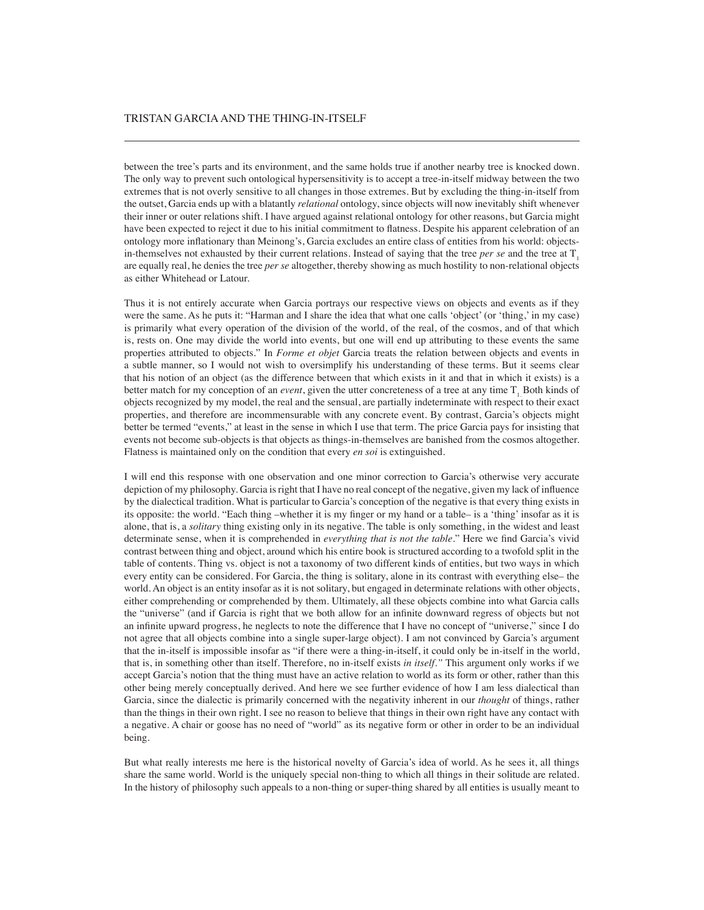between the tree's parts and its environment, and the same holds true if another nearby tree is knocked down. The only way to prevent such ontological hypersensitivity is to accept a tree-in-itself midway between the two extremes that is not overly sensitive to all changes in those extremes. But by excluding the thing-in-itself from the outset, Garcia ends up with a blatantly *relational* ontology, since objects will now inevitably shift whenever their inner or outer relations shift. I have argued against relational ontology for other reasons, but Garcia might have been expected to reject it due to his initial commitment to flatness. Despite his apparent celebration of an ontology more inflationary than Meinong's, Garcia excludes an entire class of entities from his world: objects-in-themselves not exhausted by their current relations. Instead of saying that the tree *per se* and the tree at $T_1$ are equally real, he denies the tree *per se* altogether, thereby showing as much hostility to non-relational objects as either Whitehead or Latour.

Thus it is not entirely accurate when Garcia portrays our respective views on objects and events as if they were the same. As he puts it: "Harman and I share the idea that what one calls 'object' (or 'thing,' in my case) is primarily what every operation of the division of the world, of the real, of the cosmos, and of that which is, rests on. One may divide the world into events, but one will end up attributing to these events the same properties attributed to objects." In *Forme et objet* Garcia treats the relation between objects and events in a subtle manner, so I would not wish to oversimplify his understanding of these terms. But it seems clear that his notion of an object (as the difference between that which exists in it and that in which it exists) is a better match for my conception of an *event*, given the utter concreteness of a tree at any time $T_1$. Both kinds of objects recognized by my model, the real and the sensual, are partially indeterminate with respect to their exact properties, and therefore are incommensurable with any concrete event. By contrast, Garcia's objects might better be termed "events," at least in the sense in which I use that term. The price Garcia pays for insisting that events not become sub-objects is that objects as things-in-themselves are banished from the cosmos altogether. Flatness is maintained only on the condition that every *en soi* is extinguished.

I will end this response with one observation and one minor correction to Garcia's otherwise very accurate depiction of my philosophy. Garcia is right that I have no real concept of the negative, given my lack of influence by the dialectical tradition. What is particular to Garcia's conception of the negative is that every thing exists in its opposite: the world. "Each thing –whether it is my finger or my hand or a table– is a 'thing' insofar as it is alone, that is, a *solitary* thing existing only in its negative. The table is only something, in the widest and least determinate sense, when it is comprehended in *everything that is not the table*." Here we find Garcia's vivid contrast between thing and object, around which his entire book is structured according to a twofold split in the table of contents. Thing vs. object is not a taxonomy of two different kinds of entities, but two ways in which every entity can be considered. For Garcia, the thing is solitary, alone in its contrast with everything else– the world. An object is an entity insofar as it is not solitary, but engaged in determinate relations with other objects, either comprehending or comprehended by them. Ultimately, all these objects combine into what Garcia calls the "universe" (and if Garcia is right that we both allow for an infinite downward regress of objects but not an infinite upward progress, he neglects to note the difference that I have no concept of "universe," since I do not agree that all objects combine into a single super-large object). I am not convinced by Garcia's argument that the in-itself is impossible insofar as "if there were a thing-in-itself, it could only be in-itself in the world, that is, in something other than itself. Therefore, no in-itself exists *in itself.*" This argument only works if we accept Garcia's notion that the thing must have an active relation to world as its form or other, rather than this other being merely conceptually derived. And here we see further evidence of how I am less dialectical than Garcia, since the dialectic is primarily concerned with the negativity inherent in our *thought* of things, rather than the things in their own right. I see no reason to believe that things in their own right have any contact with a negative. A chair or goose has no need of "world" as its negative form or other in order to be an individual being.

But what really interests me here is the historical novelty of Garcia's idea of world. As he sees it, all things share the same world. World is the uniquely special non-thing to which all things in their solitude are related. In the history of philosophy such appeals to a non-thing or super-thing shared by all entities is usually meant to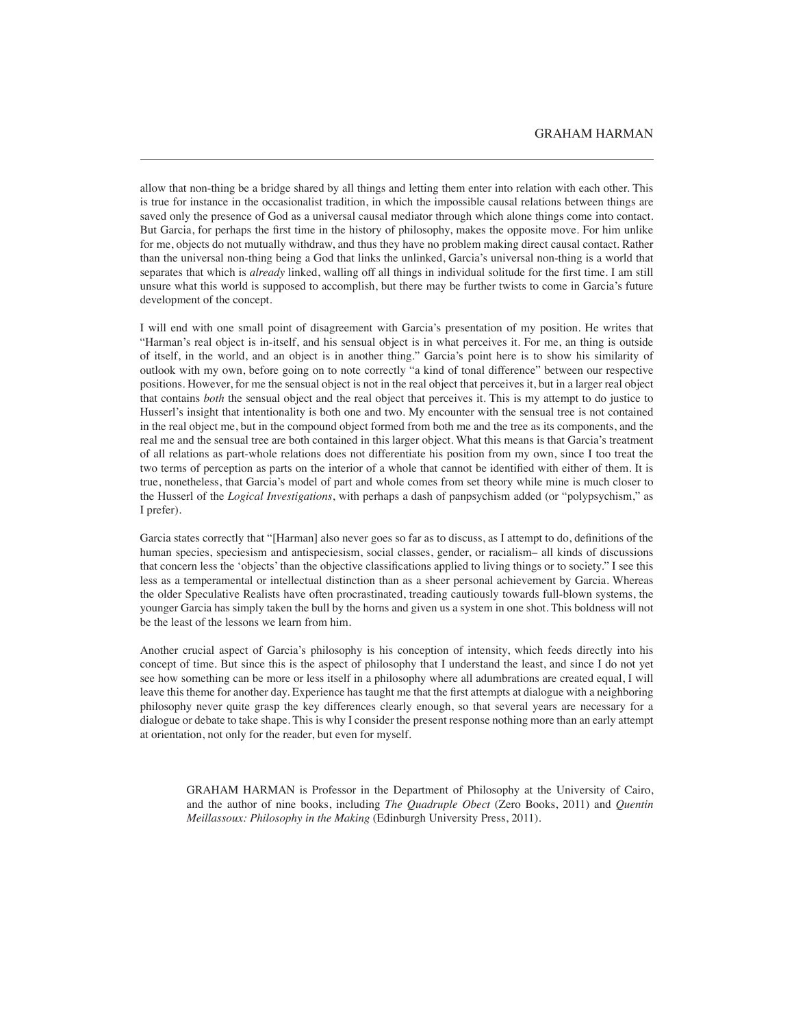allow that non-thing be a bridge shared by all things and letting them enter into relation with each other. This is true for instance in the occasionalist tradition, in which the impossible causal relations between things are saved only the presence of God as a universal causal mediator through which alone things come into contact. But Garcia, for perhaps the first time in the history of philosophy, makes the opposite move. For him unlike for me, objects do not mutually withdraw, and thus they have no problem making direct causal contact. Rather than the universal non-thing being a God that links the unlinked, Garcia's universal non-thing is a world that separates that which is *already* linked, walling off all things in individual solitude for the first time. I am still unsure what this world is supposed to accomplish, but there may be further twists to come in Garcia's future development of the concept.

I will end with one small point of disagreement with Garcia's presentation of my position. He writes that "Harman's real object is in-itself, and his sensual object is in what perceives it. For me, an thing is outside of itself, in the world, and an object is in another thing." Garcia's point here is to show his similarity of outlook with my own, before going on to note correctly "a kind of tonal difference" between our respective positions. However, for me the sensual object is not in the real object that perceives it, but in a larger real object that contains *both* the sensual object and the real object that perceives it. This is my attempt to do justice to Husserl's insight that intentionality is both one and two. My encounter with the sensual tree is not contained in the real object me, but in the compound object formed from both me and the tree as its components, and the real me and the sensual tree are both contained in this larger object. What this means is that Garcia's treatment of all relations as part-whole relations does not differentiate his position from my own, since I too treat the two terms of perception as parts on the interior of a whole that cannot be identified with either of them. It is true, nonetheless, that Garcia's model of part and whole comes from set theory while mine is much closer to the Husserl of the *Logical Investigations*, with perhaps a dash of panpsychism added (or "polypsychism," as I prefer).

Garcia states correctly that "[Harman] also never goes so far as to discuss, as I attempt to do, definitions of the human species, speciesism and antispeciesism, social classes, gender, or racialism– all kinds of discussions that concern less the 'objects' than the objective classifications applied to living things or to society." I see this less as a temperamental or intellectual distinction than as a sheer personal achievement by Garcia. Whereas the older Speculative Realists have often procrastinated, treading cautiously towards full-blown systems, the younger Garcia has simply taken the bull by the horns and given us a system in one shot. This boldness will not be the least of the lessons we learn from him.

Another crucial aspect of Garcia's philosophy is his conception of intensity, which feeds directly into his concept of time. But since this is the aspect of philosophy that I understand the least, and since I do not yet see how something can be more or less itself in a philosophy where all adumbrations are created equal, I will leave this theme for another day. Experience has taught me that the first attempts at dialogue with a neighboring philosophy never quite grasp the key differences clearly enough, so that several years are necessary for a dialogue or debate to take shape. This is why I consider the present response nothing more than an early attempt at orientation, not only for the reader, but even for myself.

GRAHAM HARMAN is Professor in the Department of Philosophy at the University of Cairo, and the author of nine books, including *The Quadruple Obect* (Zero Books, 2011) and *Quentin Meillassoux: Philosophy in the Making* (Edinburgh University Press, 2011).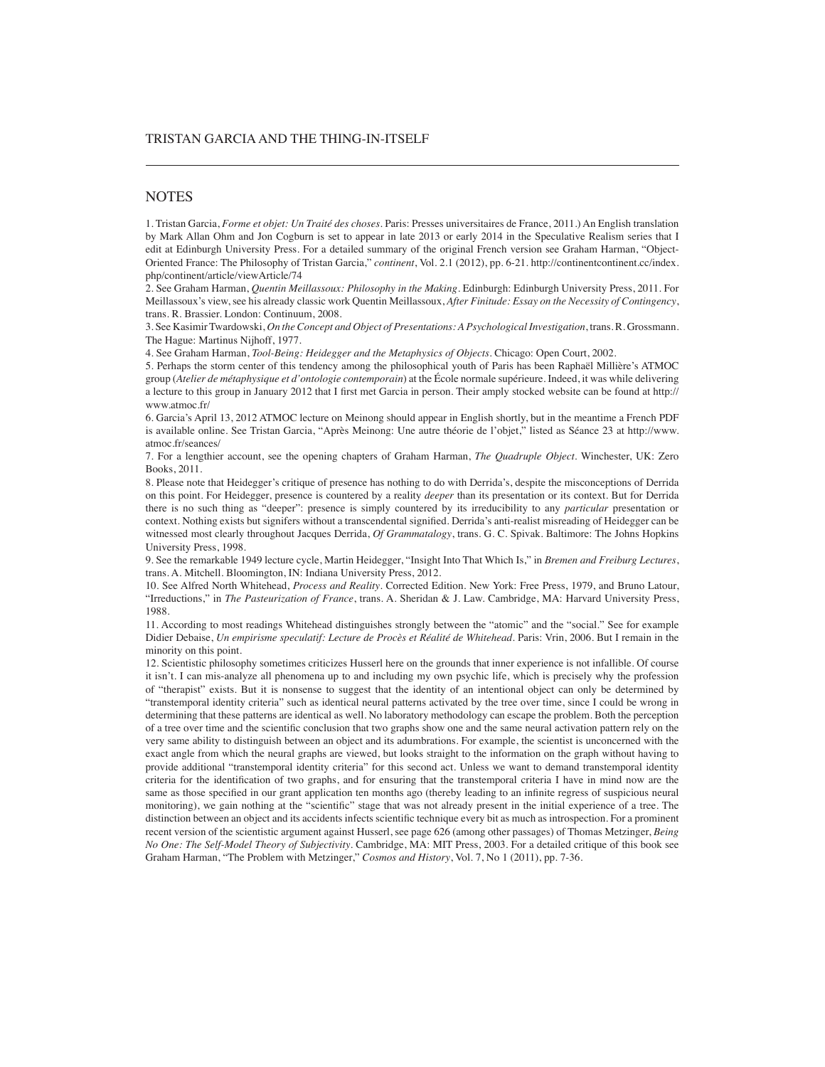## NOTES

1. Tristan Garcia, *Forme et objet: Un Traité des choses*. Paris: Presses universitaires de France, 2011.) An English translation by Mark Allan Ohm and Jon Cogburn is set to appear in late 2013 or early 2014 in the Speculative Realism series that I edit at Edinburgh University Press. For a detailed summary of the original French version see Graham Harman, "Object-Oriented France: The Philosophy of Tristan Garcia," *continent*, Vol. 2.1 (2012), pp. 6-21. http://continentcontinent.cc/index.php/continent/article/viewArticle/74

2. See Graham Harman, *Quentin Meillassoux: Philosophy in the Making*. Edinburgh: Edinburgh University Press, 2011. For Meillassoux's view, see his already classic work Quentin Meillassoux, *After Finitude: Essay on the Necessity of Contingency*, trans. R. Brassier. London: Continuum, 2008.

3. See Kasimir Twardowski, *On the Concept and Object of Presentations: A Psychological Investigation*, trans. R. Grossmann. The Hague: Martinus Nijhoff, 1977.

4. See Graham Harman, *Tool-Being: Heidegger and the Metaphysics of Objects*. Chicago: Open Court, 2002.

5. Perhaps the storm center of this tendency among the philosophical youth of Paris has been Raphaël Millière's ATMOC group (*Atelier de métaphysique et d'ontologie contemporain*) at the École normale supérieure. Indeed, it was while delivering a lecture to this group in January 2012 that I first met Garcia in person. Their amply stocked website can be found at http://www.atmoc.fr/

6. Garcia's April 13, 2012 ATMOC lecture on Meinong should appear in English shortly, but in the meantime a French PDF is available online. See Tristan Garcia, "Après Meinong: Une autre théorie de l'objet," listed as Séance 23 at http://www.atmoc.fr/seances/

7. For a lengthier account, see the opening chapters of Graham Harman, *The Quadruple Object*. Winchester, UK: Zero Books, 2011.

8. Please note that Heidegger's critique of presence has nothing to do with Derrida's, despite the misconceptions of Derrida on this point. For Heidegger, presence is countered by a reality *deeper* than its presentation or its context. But for Derrida there is no such thing as "deeper": presence is simply countered by its irreducibility to any *particular* presentation or context. Nothing exists but signifers without a transcendental signified. Derrida's anti-realist misreading of Heidegger can be witnessed most clearly throughout Jacques Derrida, *Of Grammatology*, trans. G. C. Spivak. Baltimore: The Johns Hopkins University Press, 1998.

9. See the remarkable 1949 lecture cycle, Martin Heidegger, "Insight Into That Which Is," in *Bremen and Freiburg Lectures*, trans. A. Mitchell. Bloomington, IN: Indiana University Press, 2012.

10. See Alfred North Whitehead, *Process and Reality*. Corrected Edition. New York: Free Press, 1979, and Bruno Latour, "Irreductions," in *The Pasteurization of France*, trans. A. Sheridan & J. Law. Cambridge, MA: Harvard University Press, 1988.

11. According to most readings Whitehead distinguishes strongly between the "atomic" and the "social." See for example Didier Debaise, *Un empirisme speculatif: Lecture de Procès et Réalité de Whitehead*. Paris: Vrin, 2006. But I remain in the minority on this point.

12. Scientistic philosophy sometimes criticizes Husserl here on the grounds that inner experience is not infallible. Of course it isn't. I can mis-analyze all phenomena up to and including my own psychic life, which is precisely why the profession of "therapist" exists. But it is nonsense to suggest that the identity of an intentional object can only be determined by "transtemporal identity criteria" such as identical neural patterns activated by the tree over time, since I could be wrong in determining that these patterns are identical as well. No laboratory methodology can escape the problem. Both the perception of a tree over time and the scientific conclusion that two graphs show one and the same neural activation pattern rely on the very same ability to distinguish between an object and its adumbrations. For example, the scientist is unconcerned with the exact angle from which the neural graphs are viewed, but looks straight to the information on the graph without having to provide additional "transtemporal identity criteria" for this second act. Unless we want to demand transtemporal identity criteria for the identification of two graphs, and for ensuring that the transtemporal criteria I have in mind now are the same as those specified in our grant application ten months ago (thereby leading to an infinite regress of suspicious neural monitoring), we gain nothing at the "scientific" stage that was not already present in the initial experience of a tree. The distinction between an object and its accidents infects scientific technique every bit as much as introspection. For a prominent recent version of the scientistic argument against Husserl, see page 626 (among other passages) of Thomas Metzinger, *Being No One: The Self-Model Theory of Subjectivity*. Cambridge, MA: MIT Press, 2003. For a detailed critique of this book see Graham Harman, "The Problem with Metzinger," *Cosmos and History*, Vol. 7, No 1 (2011), pp. 7-36.